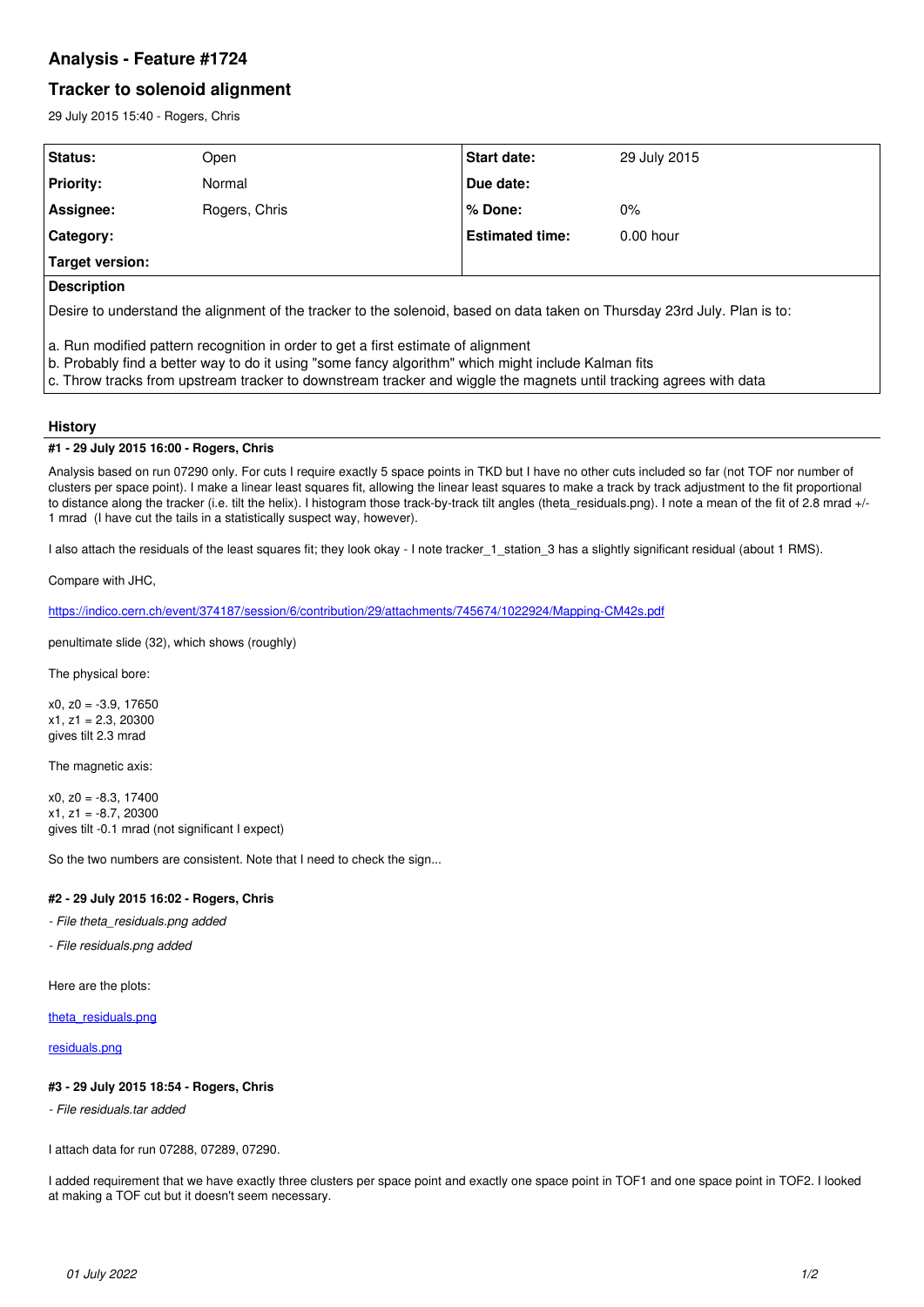# Analysis - Feature #1724

## Tracker to solenoid alignment

29 July 2015 15:40 - Rogers, Chris

| Status: | Open | Start date: | 29 July 2015 |
|---|---|---|---|
| Priority: | Normal | Due date: | |
| Assignee: | Rogers, Chris | % Done: | 0% |
| Category: | | Estimated time: | 0.00 hour |
| Target version: | | | |

**Description**

Desire to understand the alignment of the tracker to the solenoid, based on data taken on Thursday 23rd July. Plan is to:

a. Run modified pattern recognition in order to get a first estimate of alignment
b. Probably find a better way to do it using "some fancy algorithm" which might include Kalman fits
c. Throw tracks from upstream tracker to downstream tracker and wiggle the magnets until tracking agrees with data

### History

#### #1 - 29 July 2015 16:00 - Rogers, Chris

Analysis based on run 07290 only. For cuts I require exactly 5 space points in TKD but I have no other cuts included so far (not TOF nor number of clusters per space point). I make a linear least squares fit, allowing the linear least squares to make a track by track adjustment to the fit proportional to distance along the tracker (i.e. tilt the helix). I histogram those track-by-track tilt angles (theta_residuals.png). I note a mean of the fit of 2.8 mrad +/- 1 mrad (I have cut the tails in a statistically suspect way, however).

I also attach the residuals of the least squares fit; they look okay - I note tracker_1_station_3 has a slightly significant residual (about 1 RMS).

Compare with JHC,

https://indico.cern.ch/event/374187/session/6/contribution/29/attachments/745674/1022924/Mapping-CM42s.pdf

penultimate slide (32), which shows (roughly)

The physical bore:

x0, z0 = -3.9, 17650
x1, z1 = 2.3, 20300
gives tilt 2.3 mrad

The magnetic axis:

x0, z0 = -8.3, 17400
x1, z1 = -8.7, 20300
gives tilt -0.1 mrad (not significant I expect)

So the two numbers are consistent. Note that I need to check the sign...

#### #2 - 29 July 2015 16:02 - Rogers, Chris

*- File theta_residuals.png added*

*- File residuals.png added*

Here are the plots:

theta_residuals.png

residuals.png

#### #3 - 29 July 2015 18:54 - Rogers, Chris

*- File residuals.tar added*

I attach data for run 07288, 07289, 07290.

I added requirement that we have exactly three clusters per space point and exactly one space point in TOF1 and one space point in TOF2. I looked at making a TOF cut but it doesn't seem necessary.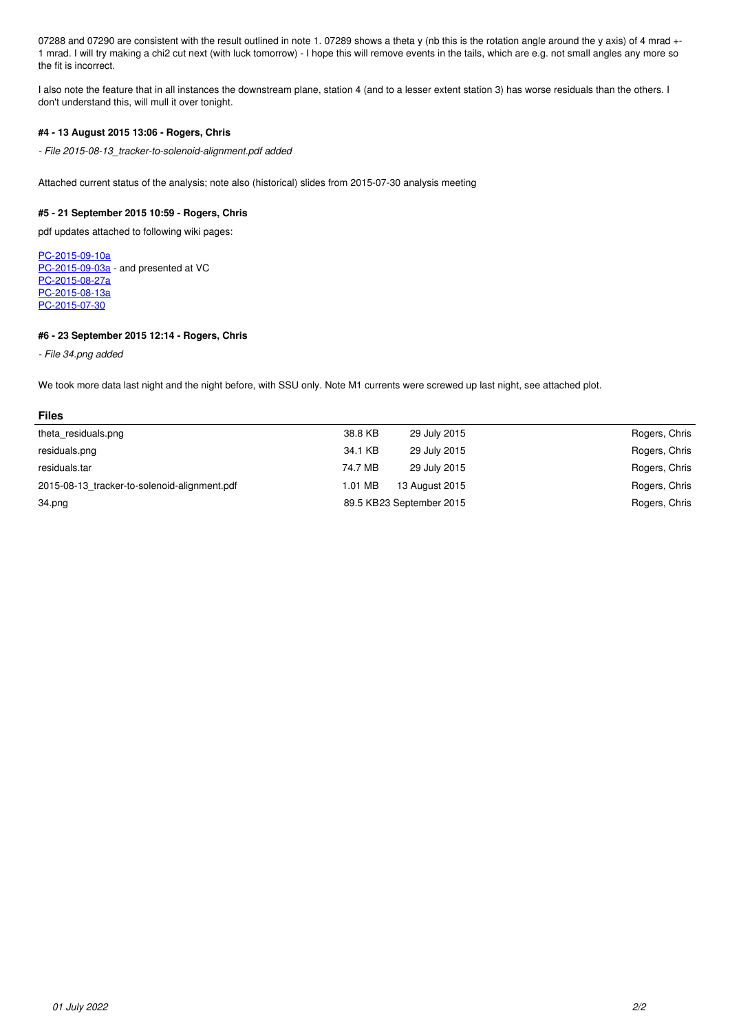07288 and 07290 are consistent with the result outlined in note 1. 07289 shows a theta y (nb this is the rotation angle around the y axis) of 4 mrad +- 1 mrad. I will try making a chi2 cut next (with luck tomorrow) - I hope this will remove events in the tails, which are e.g. not small angles any more so the fit is incorrect.

I also note the feature that in all instances the downstream plane, station 4 (and to a lesser extent station 3) has worse residuals than the others. I don't understand this, will mull it over tonight.

#### #4 - 13 August 2015 13:06 - Rogers, Chris

*- File 2015-08-13_tracker-to-solenoid-alignment.pdf added*

Attached current status of the analysis; note also (historical) slides from 2015-07-30 analysis meeting

#### #5 - 21 September 2015 10:59 - Rogers, Chris

pdf updates attached to following wiki pages:

PC-2015-09-10a
PC-2015-09-03a - and presented at VC
PC-2015-08-27a
PC-2015-08-13a
PC-2015-07-30

#### #6 - 23 September 2015 12:14 - Rogers, Chris

*- File 34.png added*

We took more data last night and the night before, with SSU only. Note M1 currents were screwed up last night, see attached plot.

### Files

| | | | |
|---|---|---|---|
| theta_residuals.png | 38.8 KB | 29 July 2015 | Rogers, Chris |
| residuals.png | 34.1 KB | 29 July 2015 | Rogers, Chris |
| residuals.tar | 74.7 MB | 29 July 2015 | Rogers, Chris |
| 2015-08-13_tracker-to-solenoid-alignment.pdf | 1.01 MB | 13 August 2015 | Rogers, Chris |
| 34.png | 89.5 KB | 23 September 2015 | Rogers, Chris |